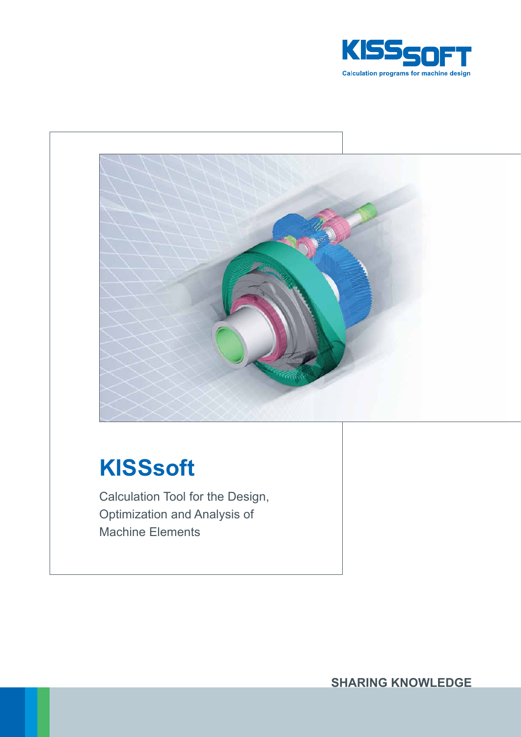KISSsoft
Calculation programs for machine design

# KISSsoft

Calculation Tool for the Design, Optimization and Analysis of Machine Elements

SHARING KNOWLEDGE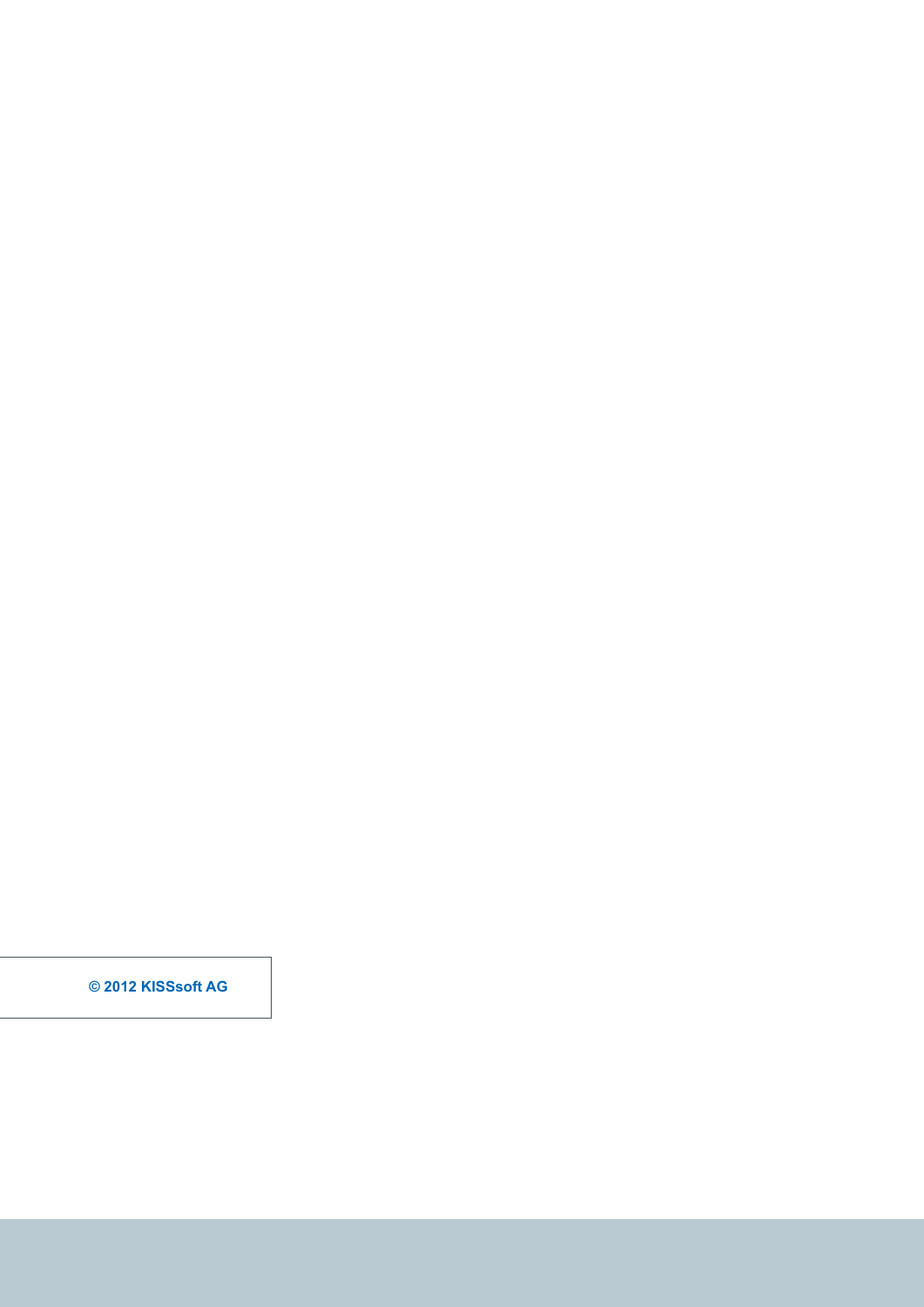© 2012 KISSsoft AG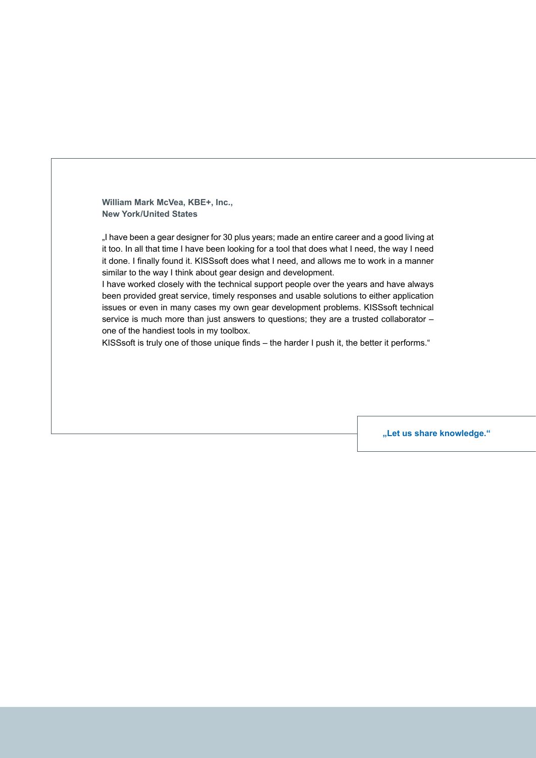**William Mark McVea, KBE+, Inc.,**
**New York/United States**

„I have been a gear designer for 30 plus years; made an entire career and a good living at it too. In all that time I have been looking for a tool that does what I need, the way I need it done. I finally found it. KISSsoft does what I need, and allows me to work in a manner similar to the way I think about gear design and development.
I have worked closely with the technical support people over the years and have always been provided great service, timely responses and usable solutions to either application issues or even in many cases my own gear development problems. KISSsoft technical service is much more than just answers to questions; they are a trusted collaborator – one of the handiest tools in my toolbox.
KISSsoft is truly one of those unique finds – the harder I push it, the better it performs.“

**„Let us share knowledge.“**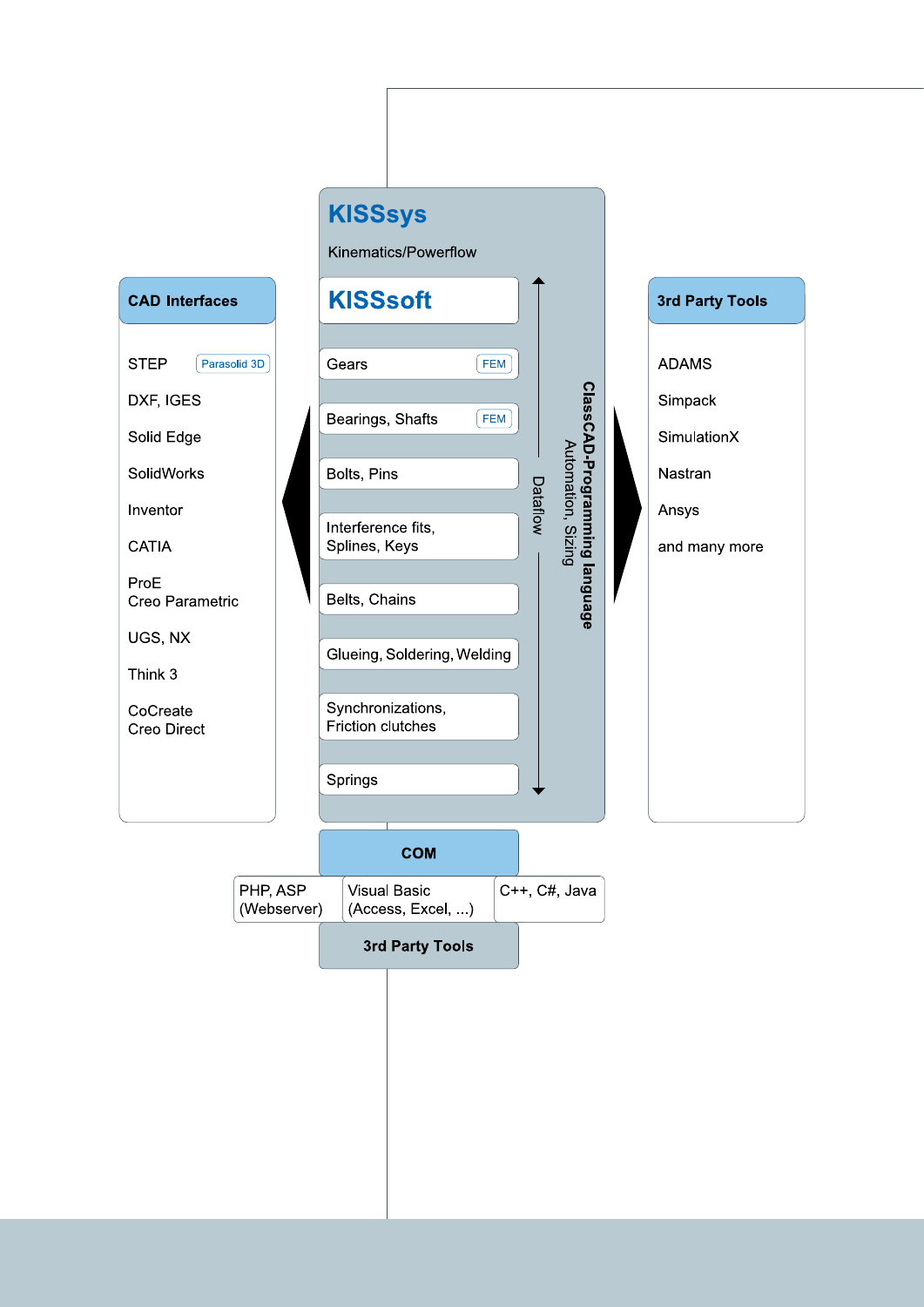## KISSsys

Kinematics/Powerflow

## KISSsoft

- Gears (FEM)
- Bearings, Shafts (FEM)
- Bolts, Pins
- Interference fits, Splines, Keys
- Belts, Chains
- Glueing, Soldering, Welding
- Synchronizations, Friction clutches
- Springs

Dataflow

**ClassCAD-Programming language**
Automation, Sizing

### CAD Interfaces

- STEP (Parasolid 3D)
- DXF, IGES
- Solid Edge
- SolidWorks
- Inventor
- CATIA
- ProE Creo Parametric
- UGS, NX
- Think 3
- CoCreate Creo Direct

### 3rd Party Tools

- ADAMS
- Simpack
- SimulationX
- Nastran
- Ansys
- and many more

### COM

| PHP, ASP (Webserver) | Visual Basic (Access, Excel, ...) | C++, C#, Java |
|---|---|---|

**3rd Party Tools**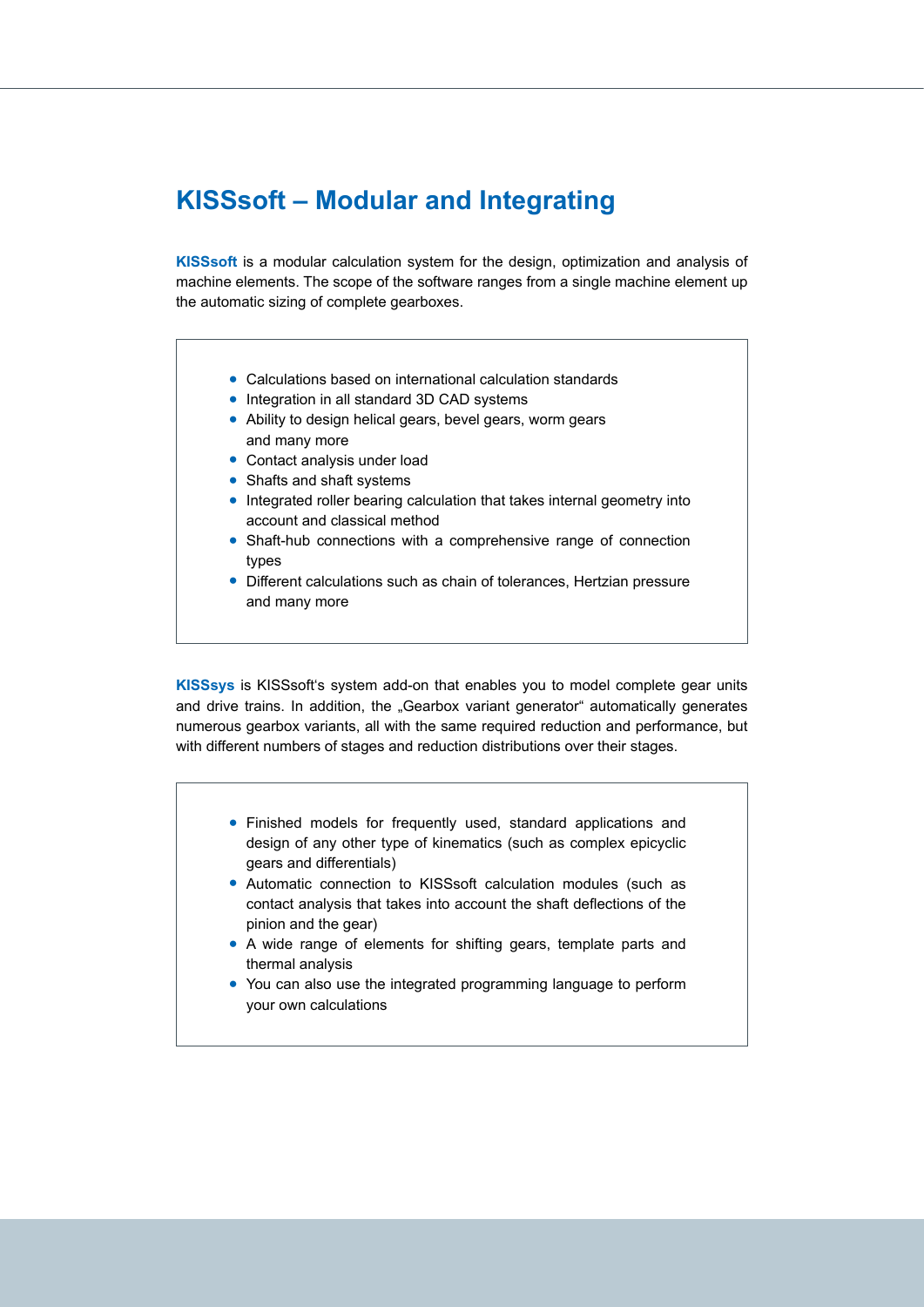# KISSsoft – Modular and Integrating

**KISSsoft** is a modular calculation system for the design, optimization and analysis of machine elements. The scope of the software ranges from a single machine element up the automatic sizing of complete gearboxes.

- Calculations based on international calculation standards
- Integration in all standard 3D CAD systems
- Ability to design helical gears, bevel gears, worm gears and many more
- Contact analysis under load
- Shafts and shaft systems
- Integrated roller bearing calculation that takes internal geometry into account and classical method
- Shaft-hub connections with a comprehensive range of connection types
- Different calculations such as chain of tolerances, Hertzian pressure and many more

**KISSsys** is KISSsoft's system add-on that enables you to model complete gear units and drive trains. In addition, the „Gearbox variant generator" automatically generates numerous gearbox variants, all with the same required reduction and performance, but with different numbers of stages and reduction distributions over their stages.

- Finished models for frequently used, standard applications and design of any other type of kinematics (such as complex epicyclic gears and differentials)
- Automatic connection to KISSsoft calculation modules (such as contact analysis that takes into account the shaft deflections of the pinion and the gear)
- A wide range of elements for shifting gears, template parts and thermal analysis
- You can also use the integrated programming language to perform your own calculations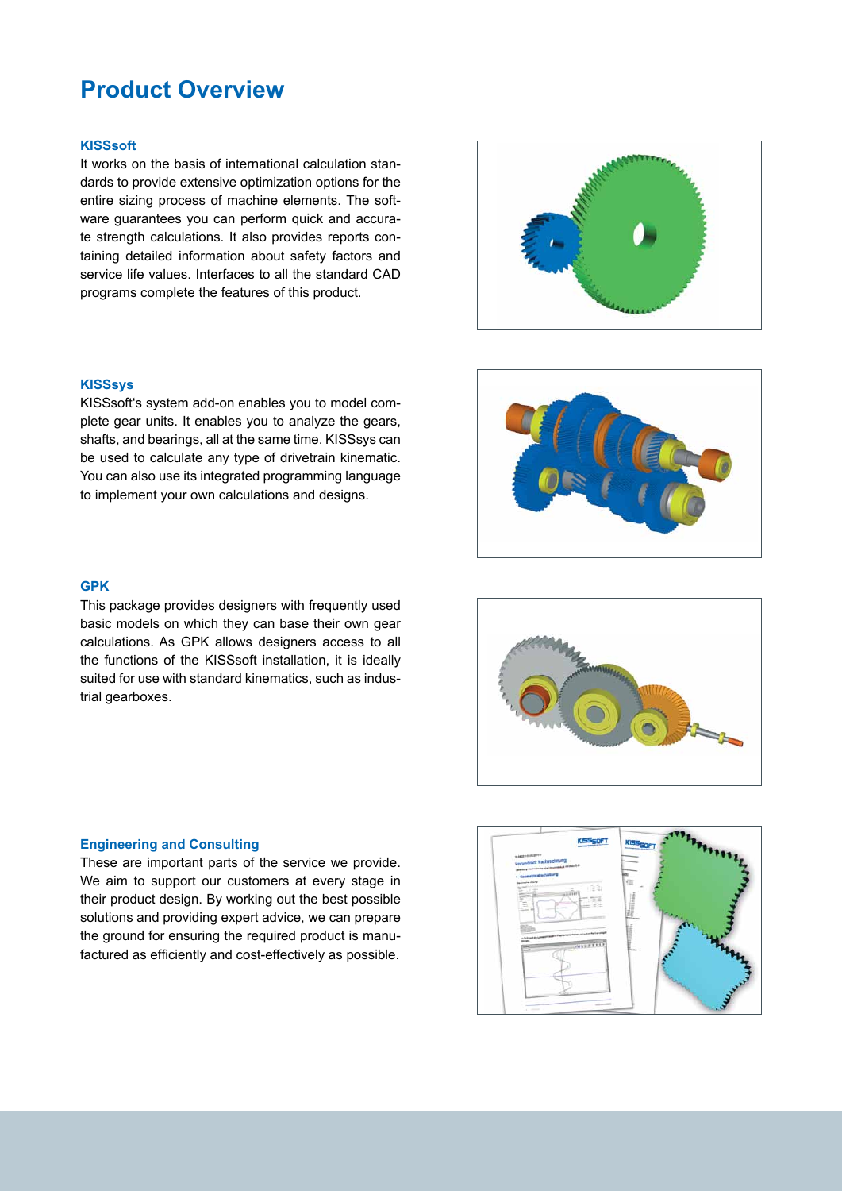# Product Overview

### KISSsoft

It works on the basis of international calculation standards to provide extensive optimization options for the entire sizing process of machine elements. The software guarantees you can perform quick and accurate strength calculations. It also provides reports containing detailed information about safety factors and service life values. Interfaces to all the standard CAD programs complete the features of this product.

### KISSsys

KISSsoft's system add-on enables you to model complete gear units. It enables you to analyze the gears, shafts, and bearings, all at the same time. KISSsys can be used to calculate any type of drivetrain kinematic. You can also use its integrated programming language to implement your own calculations and designs.

### GPK

This package provides designers with frequently used basic models on which they can base their own gear calculations. As GPK allows designers access to all the functions of the KISSsoft installation, it is ideally suited for use with standard kinematics, such as industrial gearboxes.

### Engineering and Consulting

These are important parts of the service we provide. We aim to support our customers at every stage in their product design. By working out the best possible solutions and providing expert advice, we can prepare the ground for ensuring the required product is manufactured as efficiently and cost-effectively as possible.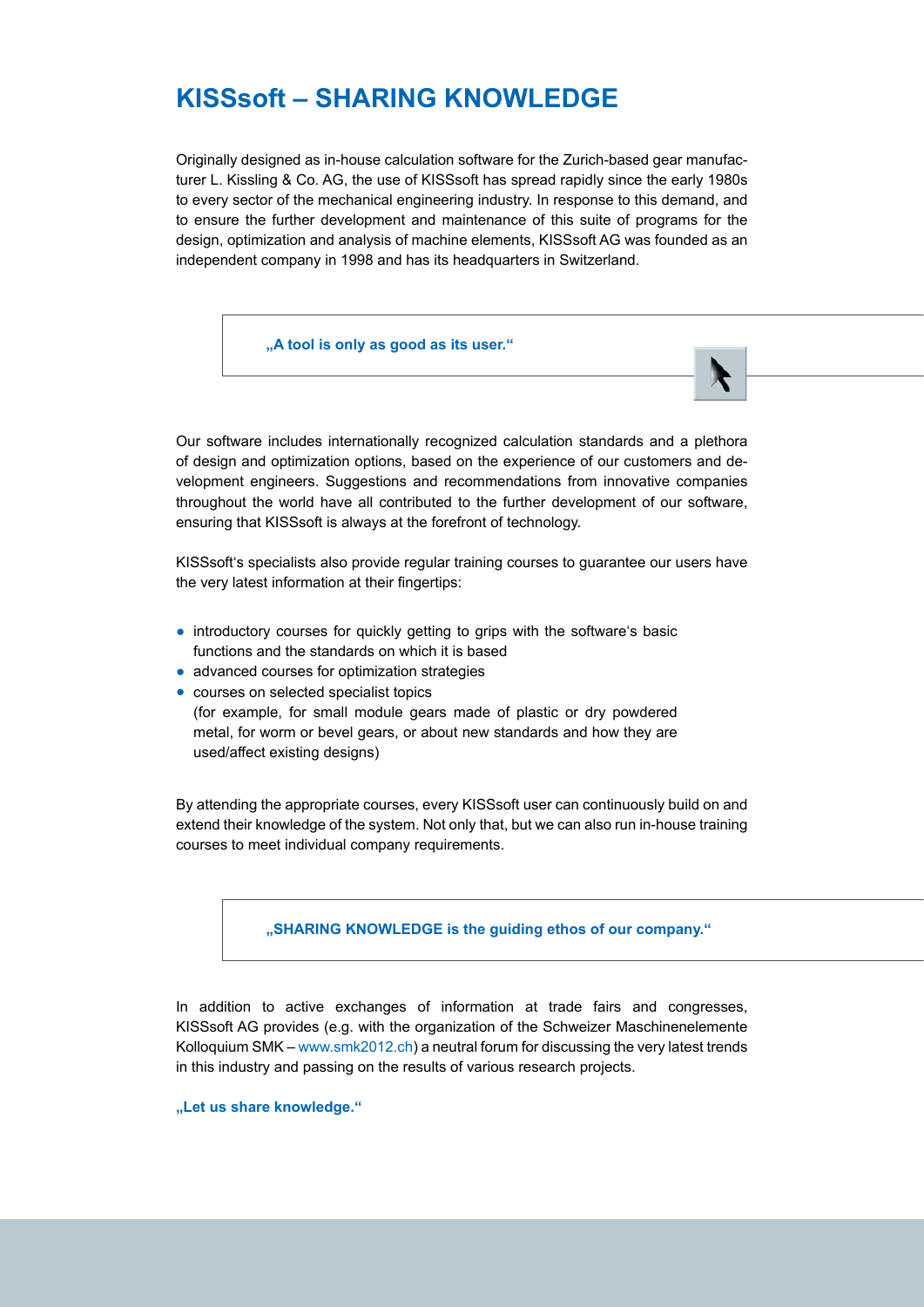# KISSsoft – SHARING KNOWLEDGE

Originally designed as in-house calculation software for the Zurich-based gear manufacturer L. Kissling & Co. AG, the use of KISSsoft has spread rapidly since the early 1980s to every sector of the mechanical engineering industry. In response to this demand, and to ensure the further development and maintenance of this suite of programs for the design, optimization and analysis of machine elements, KISSsoft AG was founded as an independent company in 1998 and has its headquarters in Switzerland.

**„A tool is only as good as its user.“**

Our software includes internationally recognized calculation standards and a plethora of design and optimization options, based on the experience of our customers and development engineers. Suggestions and recommendations from innovative companies throughout the world have all contributed to the further development of our software, ensuring that KISSsoft is always at the forefront of technology.

KISSsoft‘s specialists also provide regular training courses to guarantee our users have the very latest information at their fingertips:

- introductory courses for quickly getting to grips with the software‘s basic functions and the standards on which it is based
- advanced courses for optimization strategies
- courses on selected specialist topics (for example, for small module gears made of plastic or dry powdered metal, for worm or bevel gears, or about new standards and how they are used/affect existing designs)

By attending the appropriate courses, every KISSsoft user can continuously build on and extend their knowledge of the system. Not only that, but we can also run in-house training courses to meet individual company requirements.

**„SHARING KNOWLEDGE is the guiding ethos of our company.“**

In addition to active exchanges of information at trade fairs and congresses, KISSsoft AG provides (e.g. with the organization of the Schweizer Maschinenelemente Kolloquium SMK – www.smk2012.ch) a neutral forum for discussing the very latest trends in this industry and passing on the results of various research projects.

**„Let us share knowledge.“**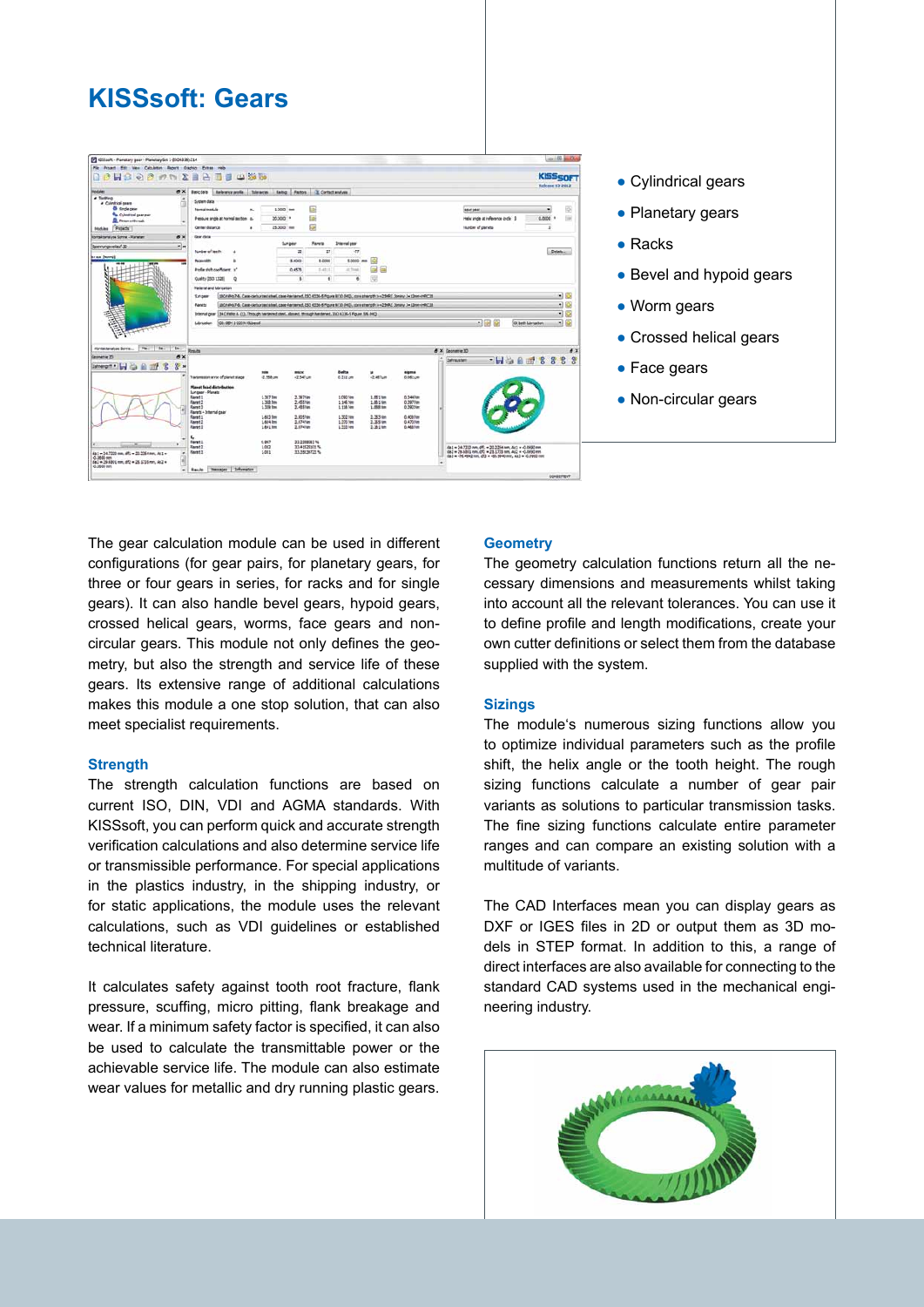# KISSsoft: Gears

- Cylindrical gears
- Planetary gears
- Racks
- Bevel and hypoid gears
- Worm gears
- Crossed helical gears
- Face gears
- Non-circular gears

The gear calculation module can be used in different configurations (for gear pairs, for planetary gears, for three or four gears in series, for racks and for single gears). It can also handle bevel gears, hypoid gears, crossed helical gears, worms, face gears and non-circular gears. This module not only defines the geometry, but also the strength and service life of these gears. Its extensive range of additional calculations makes this module a one stop solution, that can also meet specialist requirements.

### Strength

The strength calculation functions are based on current ISO, DIN, VDI and AGMA standards. With KISSsoft, you can perform quick and accurate strength verification calculations and also determine service life or transmissible performance. For special applications in the plastics industry, in the shipping industry, or for static applications, the module uses the relevant calculations, such as VDI guidelines or established technical literature.

It calculates safety against tooth root fracture, flank pressure, scuffing, micro pitting, flank breakage and wear. If a minimum safety factor is specified, it can also be used to calculate the transmittable power or the achievable service life. The module can also estimate wear values for metallic and dry running plastic gears.

### Geometry

The geometry calculation functions return all the necessary dimensions and measurements whilst taking into account all the relevant tolerances. You can use it to define profile and length modifications, create your own cutter definitions or select them from the database supplied with the system.

### Sizings

The module's numerous sizing functions allow you to optimize individual parameters such as the profile shift, the helix angle or the tooth height. The rough sizing functions calculate a number of gear pair variants as solutions to particular transmission tasks. The fine sizing functions calculate entire parameter ranges and can compare an existing solution with a multitude of variants.

The CAD Interfaces mean you can display gears as DXF or IGES files in 2D or output them as 3D models in STEP format. In addition to this, a range of direct interfaces are also available for connecting to the standard CAD systems used in the mechanical engineering industry.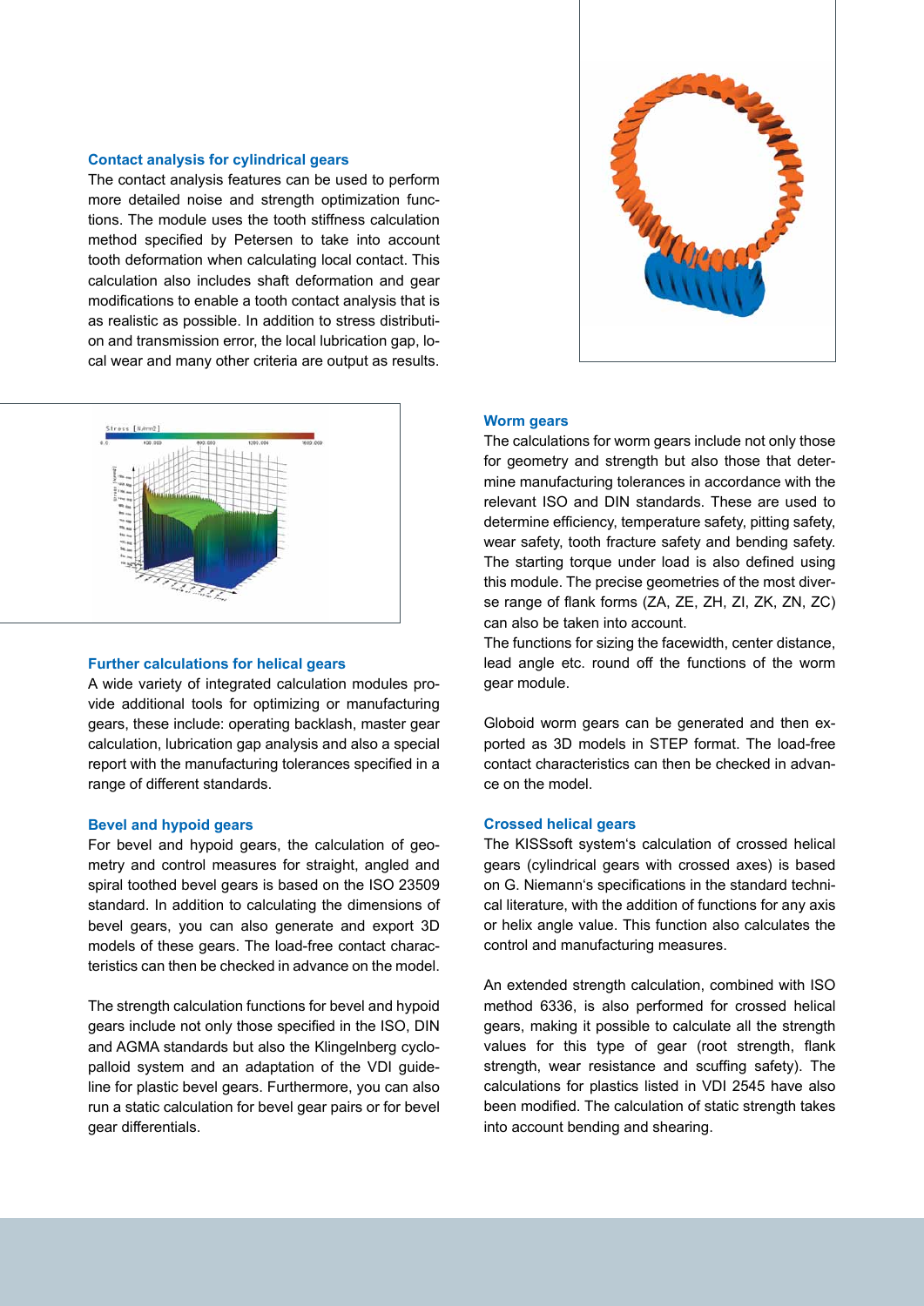### Contact analysis for cylindrical gears

The contact analysis features can be used to perform more detailed noise and strength optimization functions. The module uses the tooth stiffness calculation method specified by Petersen to take into account tooth deformation when calculating local contact. This calculation also includes shaft deformation and gear modifications to enable a tooth contact analysis that is as realistic as possible. In addition to stress distribution and transmission error, the local lubrication gap, local wear and many other criteria are output as results.

### Further calculations for helical gears

A wide variety of integrated calculation modules provide additional tools for optimizing or manufacturing gears, these include: operating backlash, master gear calculation, lubrication gap analysis and also a special report with the manufacturing tolerances specified in a range of different standards.

### Bevel and hypoid gears

For bevel and hypoid gears, the calculation of geometry and control measures for straight, angled and spiral toothed bevel gears is based on the ISO 23509 standard. In addition to calculating the dimensions of bevel gears, you can also generate and export 3D models of these gears. The load-free contact characteristics can then be checked in advance on the model.

The strength calculation functions for bevel and hypoid gears include not only those specified in the ISO, DIN and AGMA standards but also the Klingelnberg cyclopalloid system and an adaptation of the VDI guideline for plastic bevel gears. Furthermore, you can also run a static calculation for bevel gear pairs or for bevel gear differentials.

### Worm gears

The calculations for worm gears include not only those for geometry and strength but also those that determine manufacturing tolerances in accordance with the relevant ISO and DIN standards. These are used to determine efficiency, temperature safety, pitting safety, wear safety, tooth fracture safety and bending safety. The starting torque under load is also defined using this module. The precise geometries of the most diverse range of flank forms (ZA, ZE, ZH, ZI, ZK, ZN, ZC) can also be taken into account.

The functions for sizing the facewidth, center distance, lead angle etc. round off the functions of the worm gear module.

Globoid worm gears can be generated and then exported as 3D models in STEP format. The load-free contact characteristics can then be checked in advance on the model.

### Crossed helical gears

The KISSsoft system's calculation of crossed helical gears (cylindrical gears with crossed axes) is based on G. Niemann's specifications in the standard technical literature, with the addition of functions for any axis or helix angle value. This function also calculates the control and manufacturing measures.

An extended strength calculation, combined with ISO method 6336, is also performed for crossed helical gears, making it possible to calculate all the strength values for this type of gear (root strength, flank strength, wear resistance and scuffing safety). The calculations for plastics listed in VDI 2545 have also been modified. The calculation of static strength takes into account bending and shearing.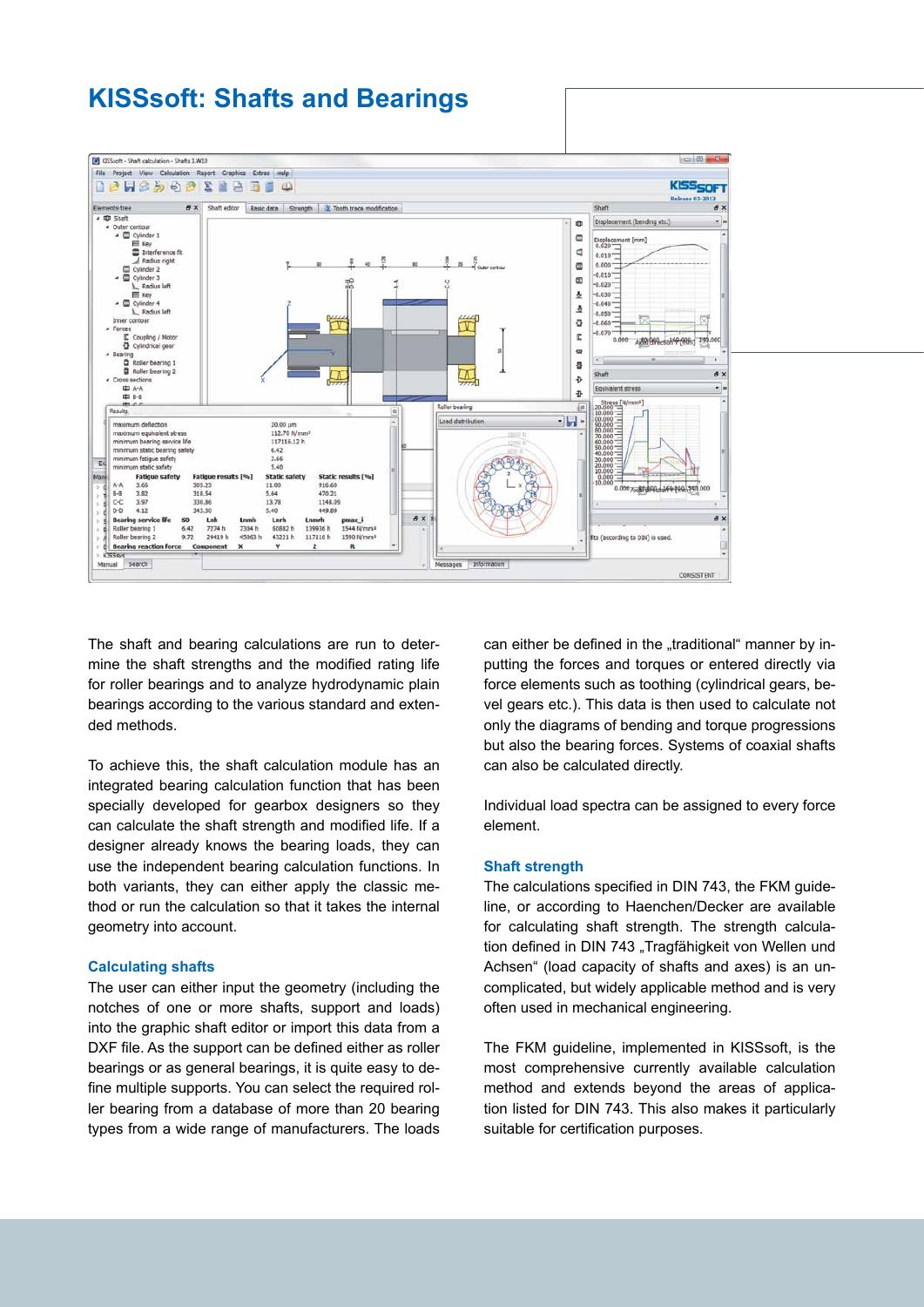# KISSsoft: Shafts and Bearings

The shaft and bearing calculations are run to determine the shaft strengths and the modified rating life for roller bearings and to analyze hydrodynamic plain bearings according to the various standard and extended methods.

To achieve this, the shaft calculation module has an integrated bearing calculation function that has been specially developed for gearbox designers so they can calculate the shaft strength and modified life. If a designer already knows the bearing loads, they can use the independent bearing calculation functions. In both variants, they can either apply the classic method or run the calculation so that it takes the internal geometry into account.

### Calculating shafts

The user can either input the geometry (including the notches of one or more shafts, support and loads) into the graphic shaft editor or import this data from a DXF file. As the support can be defined either as roller bearings or as general bearings, it is quite easy to define multiple supports. You can select the required roller bearing from a database of more than 20 bearing types from a wide range of manufacturers. The loads can either be defined in the „traditional" manner by inputting the forces and torques or entered directly via force elements such as toothing (cylindrical gears, bevel gears etc.). This data is then used to calculate not only the diagrams of bending and torque progressions but also the bearing forces. Systems of coaxial shafts can also be calculated directly.

Individual load spectra can be assigned to every force element.

### Shaft strength

The calculations specified in DIN 743, the FKM guideline, or according to Haenchen/Decker are available for calculating shaft strength. The strength calculation defined in DIN 743 „Tragfähigkeit von Wellen und Achsen" (load capacity of shafts and axes) is an uncomplicated, but widely applicable method and is very often used in mechanical engineering.

The FKM guideline, implemented in KISSsoft, is the most comprehensive currently available calculation method and extends beyond the areas of application listed for DIN 743. This also makes it particularly suitable for certification purposes.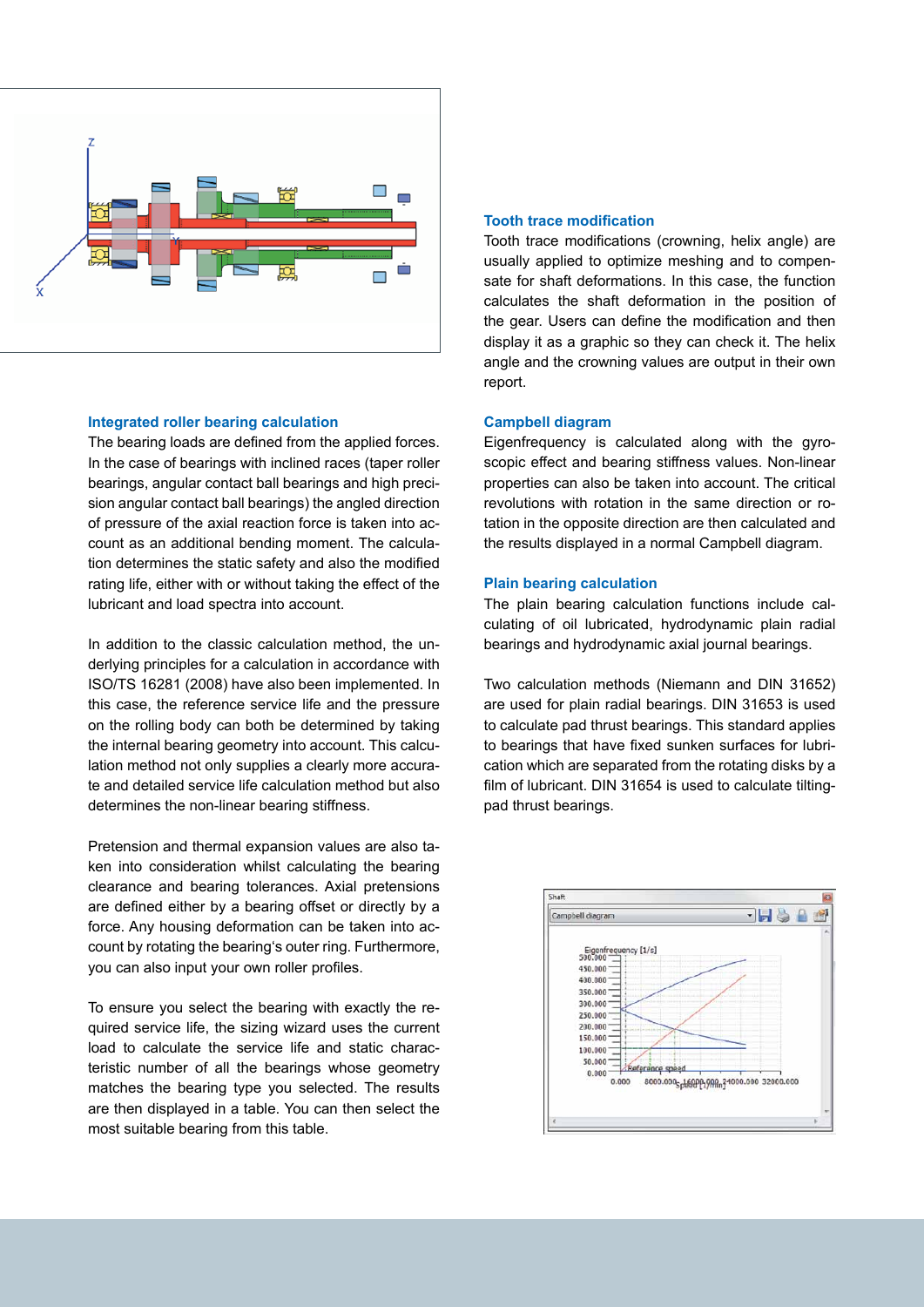## Integrated roller bearing calculation

The bearing loads are defined from the applied forces. In the case of bearings with inclined races (taper roller bearings, angular contact ball bearings and high precision angular contact ball bearings) the angled direction of pressure of the axial reaction force is taken into account as an additional bending moment. The calculation determines the static safety and also the modified rating life, either with or without taking the effect of the lubricant and load spectra into account.

In addition to the classic calculation method, the underlying principles for a calculation in accordance with ISO/TS 16281 (2008) have also been implemented. In this case, the reference service life and the pressure on the rolling body can both be determined by taking the internal bearing geometry into account. This calculation method not only supplies a clearly more accurate and detailed service life calculation method but also determines the non-linear bearing stiffness.

Pretension and thermal expansion values are also taken into consideration whilst calculating the bearing clearance and bearing tolerances. Axial pretensions are defined either by a bearing offset or directly by a force. Any housing deformation can be taken into account by rotating the bearing's outer ring. Furthermore, you can also input your own roller profiles.

To ensure you select the bearing with exactly the required service life, the sizing wizard uses the current load to calculate the service life and static characteristic number of all the bearings whose geometry matches the bearing type you selected. The results are then displayed in a table. You can then select the most suitable bearing from this table.

## Tooth trace modification

Tooth trace modifications (crowning, helix angle) are usually applied to optimize meshing and to compensate for shaft deformations. In this case, the function calculates the shaft deformation in the position of the gear. Users can define the modification and then display it as a graphic so they can check it. The helix angle and the crowning values are output in their own report.

## Campbell diagram

Eigenfrequency is calculated along with the gyroscopic effect and bearing stiffness values. Non-linear properties can also be taken into account. The critical revolutions with rotation in the same direction or rotation in the opposite direction are then calculated and the results displayed in a normal Campbell diagram.

## Plain bearing calculation

The plain bearing calculation functions include calculating of oil lubricated, hydrodynamic plain radial bearings and hydrodynamic axial journal bearings.

Two calculation methods (Niemann and DIN 31652) are used for plain radial bearings. DIN 31653 is used to calculate pad thrust bearings. This standard applies to bearings that have fixed sunken surfaces for lubrication which are separated from the rotating disks by a film of lubricant. DIN 31654 is used to calculate tilting-pad thrust bearings.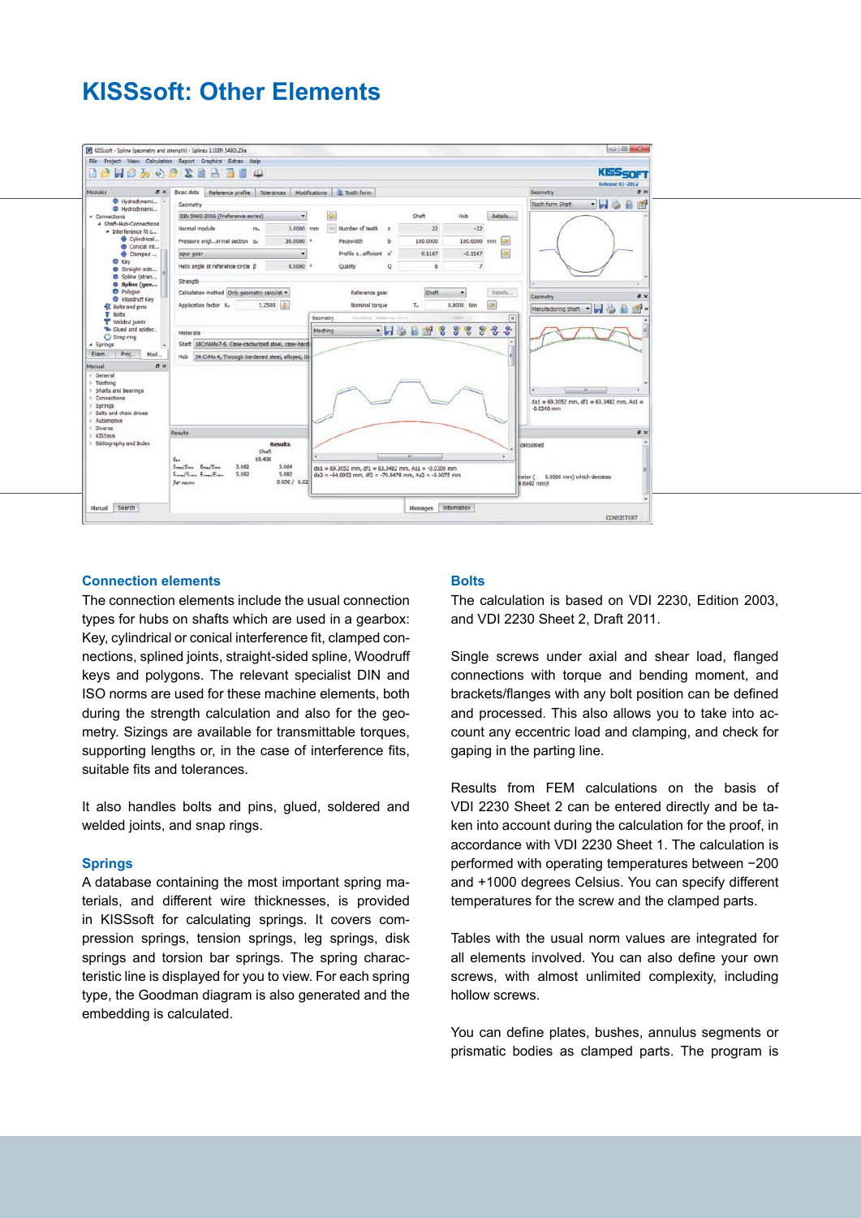# KISSsoft: Other Elements

### Connection elements

The connection elements include the usual connection types for hubs on shafts which are used in a gearbox: Key, cylindrical or conical interference fit, clamped connections, splined joints, straight-sided spline, Woodruff keys and polygons. The relevant specialist DIN and ISO norms are used for these machine elements, both during the strength calculation and also for the geometry. Sizings are available for transmittable torques, supporting lengths or, in the case of interference fits, suitable fits and tolerances.

It also handles bolts and pins, glued, soldered and welded joints, and snap rings.

### Springs

A database containing the most important spring materials, and different wire thicknesses, is provided in KISSsoft for calculating springs. It covers compression springs, tension springs, leg springs, disk springs and torsion bar springs. The spring characteristic line is displayed for you to view. For each spring type, the Goodman diagram is also generated and the embedding is calculated.

### Bolts

The calculation is based on VDI 2230, Edition 2003, and VDI 2230 Sheet 2, Draft 2011.

Single screws under axial and shear load, flanged connections with torque and bending moment, and brackets/flanges with any bolt position can be defined and processed. This also allows you to take into account any eccentric load and clamping, and check for gaping in the parting line.

Results from FEM calculations on the basis of VDI 2230 Sheet 2 can be entered directly and be taken into account during the calculation for the proof, in accordance with VDI 2230 Sheet 1. The calculation is performed with operating temperatures between −200 and +1000 degrees Celsius. You can specify different temperatures for the screw and the clamped parts.

Tables with the usual norm values are integrated for all elements involved. You can also define your own screws, with almost unlimited complexity, including hollow screws.

You can define plates, bushes, annulus segments or prismatic bodies as clamped parts. The program is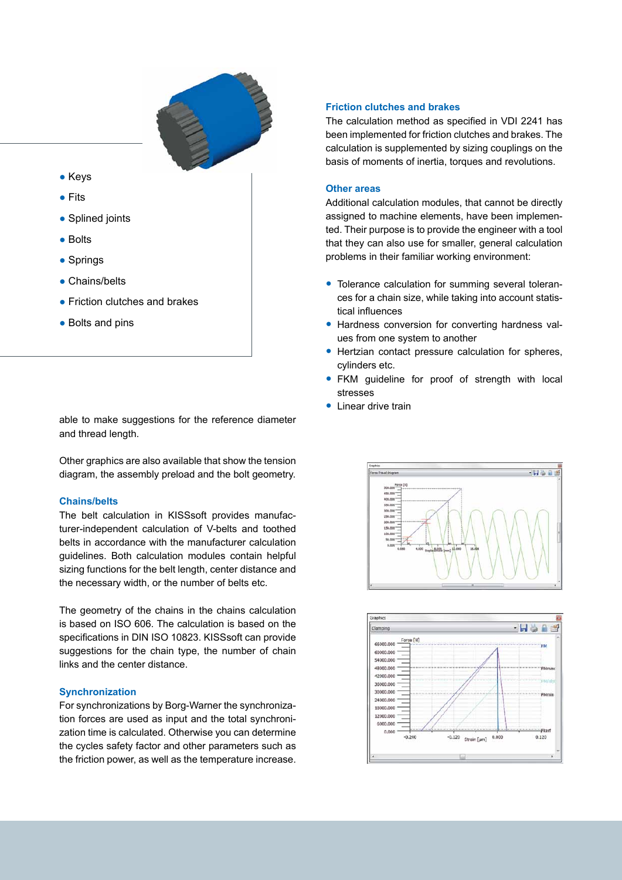- Keys
- Fits
- Splined joints
- Bolts
- Springs
- Chains/belts
- Friction clutches and brakes
- Bolts and pins

able to make suggestions for the reference diameter and thread length.

Other graphics are also available that show the tension diagram, the assembly preload and the bolt geometry.

### Chains/belts

The belt calculation in KISSsoft provides manufacturer-independent calculation of V-belts and toothed belts in accordance with the manufacturer calculation guidelines. Both calculation modules contain helpful sizing functions for the belt length, center distance and the necessary width, or the number of belts etc.

The geometry of the chains in the chains calculation is based on ISO 606. The calculation is based on the specifications in DIN ISO 10823. KISSsoft can provide suggestions for the chain type, the number of chain links and the center distance.

### Synchronization

For synchronizations by Borg-Warner the synchronization forces are used as input and the total synchronization time is calculated. Otherwise you can determine the cycles safety factor and other parameters such as the friction power, as well as the temperature increase.

### Friction clutches and brakes

The calculation method as specified in VDI 2241 has been implemented for friction clutches and brakes. The calculation is supplemented by sizing couplings on the basis of moments of inertia, torques and revolutions.

### Other areas

Additional calculation modules, that cannot be directly assigned to machine elements, have been implemented. Their purpose is to provide the engineer with a tool that they can also use for smaller, general calculation problems in their familiar working environment:

- Tolerance calculation for summing several tolerances for a chain size, while taking into account statistical influences
- Hardness conversion for converting hardness values from one system to another
- Hertzian contact pressure calculation for spheres, cylinders etc.
- FKM guideline for proof of strength with local stresses
- Linear drive train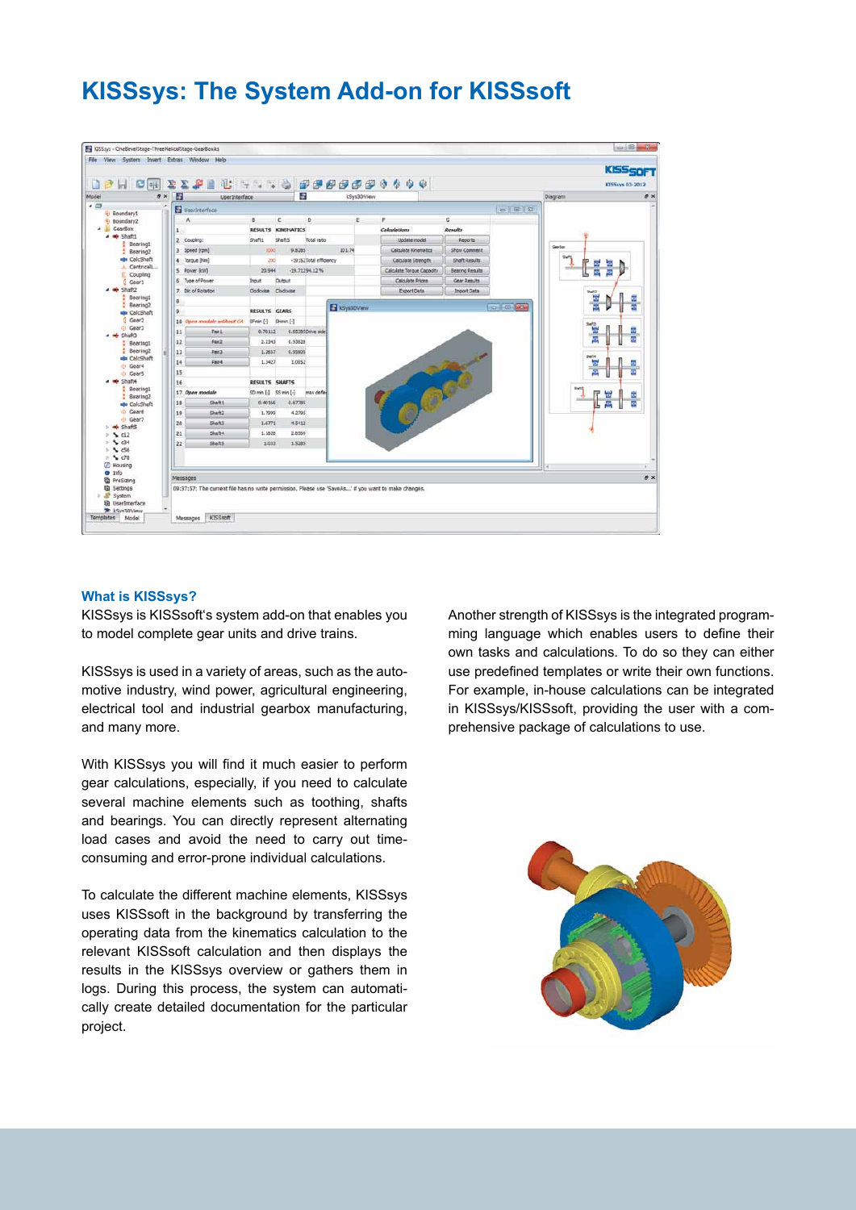# KISSsys: The System Add-on for KISSsoft

### What is KISSsys?

KISSsys is KISSsoft's system add-on that enables you to model complete gear units and drive trains.

KISSsys is used in a variety of areas, such as the automotive industry, wind power, agricultural engineering, electrical tool and industrial gearbox manufacturing, and many more.

With KISSsys you will find it much easier to perform gear calculations, especially, if you need to calculate several machine elements such as toothing, shafts and bearings. You can directly represent alternating load cases and avoid the need to carry out time-consuming and error-prone individual calculations.

To calculate the different machine elements, KISSsys uses KISSsoft in the background by transferring the operating data from the kinematics calculation to the relevant KISSsoft calculation and then displays the results in the KISSsys overview or gathers them in logs. During this process, the system can automatically create detailed documentation for the particular project.

Another strength of KISSsys is the integrated programming language which enables users to define their own tasks and calculations. To do so they can either use predefined templates or write their own functions. For example, in-house calculations can be integrated in KISSsys/KISSsoft, providing the user with a comprehensive package of calculations to use.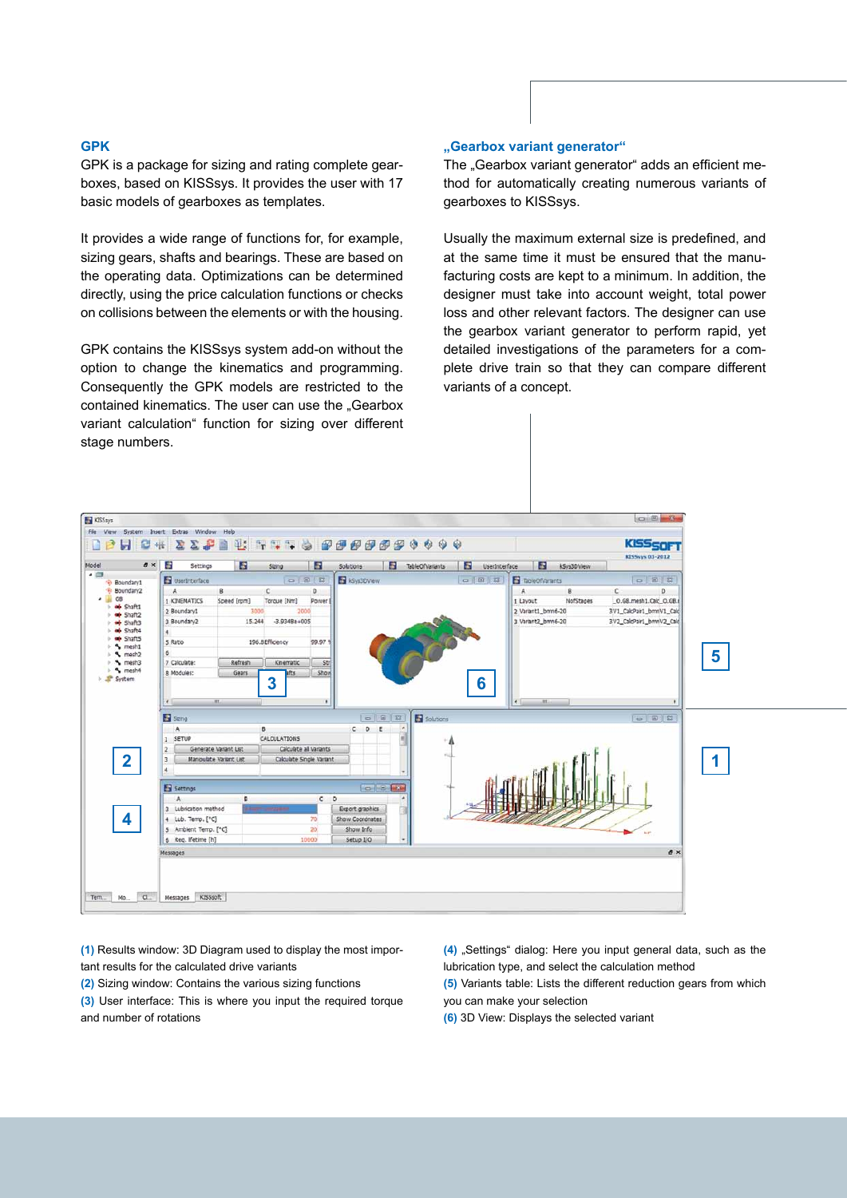## GPK

GPK is a package for sizing and rating complete gearboxes, based on KISSsys. It provides the user with 17 basic models of gearboxes as templates.

It provides a wide range of functions for, for example, sizing gears, shafts and bearings. These are based on the operating data. Optimizations can be determined directly, using the price calculation functions or checks on collisions between the elements or with the housing.

GPK contains the KISSsys system add-on without the option to change the kinematics and programming. Consequently the GPK models are restricted to the contained kinematics. The user can use the „Gearbox variant calculation" function for sizing over different stage numbers.

## „Gearbox variant generator"

The „Gearbox variant generator" adds an efficient method for automatically creating numerous variants of gearboxes to KISSsys.

Usually the maximum external size is predefined, and at the same time it must be ensured that the manufacturing costs are kept to a minimum. In addition, the designer must take into account weight, total power loss and other relevant factors. The designer can use the gearbox variant generator to perform rapid, yet detailed investigations of the parameters for a complete drive train so that they can compare different variants of a concept.

**(1)** Results window: 3D Diagram used to display the most important results for the calculated drive variants
**(2)** Sizing window: Contains the various sizing functions
**(3)** User interface: This is where you input the required torque and number of rotations
**(4)** „Settings" dialog: Here you input general data, such as the lubrication type, and select the calculation method
**(5)** Variants table: Lists the different reduction gears from which you can make your selection
**(6)** 3D View: Displays the selected variant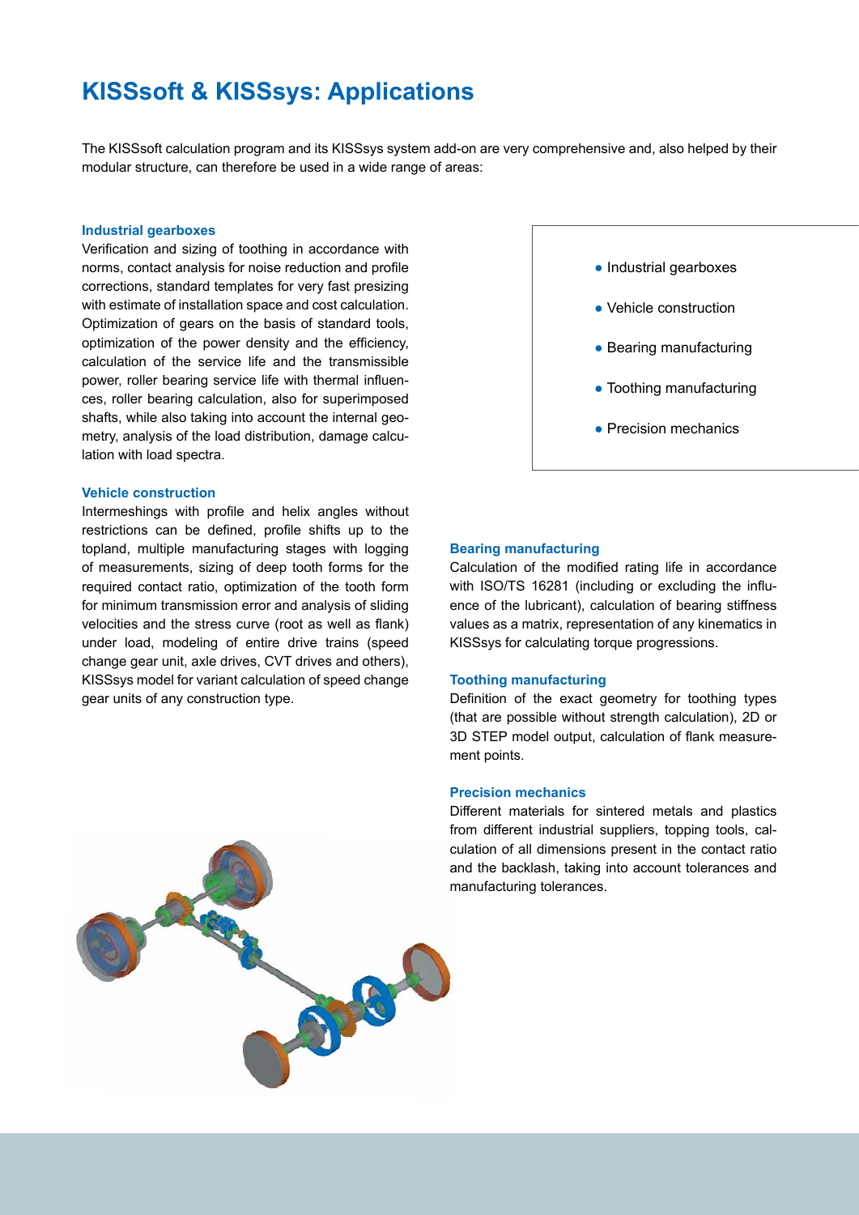# KISSsoft & KISSsys: Applications

The KISSsoft calculation program and its KISSsys system add-on are very comprehensive and, also helped by their modular structure, can therefore be used in a wide range of areas:

- Industrial gearboxes
- Vehicle construction
- Bearing manufacturing
- Toothing manufacturing
- Precision mechanics

### Industrial gearboxes

Verification and sizing of toothing in accordance with norms, contact analysis for noise reduction and profile corrections, standard templates for very fast presizing with estimate of installation space and cost calculation. Optimization of gears on the basis of standard tools, optimization of the power density and the efficiency, calculation of the service life and the transmissible power, roller bearing service life with thermal influences, roller bearing calculation, also for superimposed shafts, while also taking into account the internal geometry, analysis of the load distribution, damage calculation with load spectra.

### Vehicle construction

Intermeshings with profile and helix angles without restrictions can be defined, profile shifts up to the topland, multiple manufacturing stages with logging of measurements, sizing of deep tooth forms for the required contact ratio, optimization of the tooth form for minimum transmission error and analysis of sliding velocities and the stress curve (root as well as flank) under load, modeling of entire drive trains (speed change gear unit, axle drives, CVT drives and others), KISSsys model for variant calculation of speed change gear units of any construction type.

### Bearing manufacturing

Calculation of the modified rating life in accordance with ISO/TS 16281 (including or excluding the influence of the lubricant), calculation of bearing stiffness values as a matrix, representation of any kinematics in KISSsys for calculating torque progressions.

### Toothing manufacturing

Definition of the exact geometry for toothing types (that are possible without strength calculation), 2D or 3D STEP model output, calculation of flank measurement points.

### Precision mechanics

Different materials for sintered metals and plastics from different industrial suppliers, topping tools, calculation of all dimensions present in the contact ratio and the backlash, taking into account tolerances and manufacturing tolerances.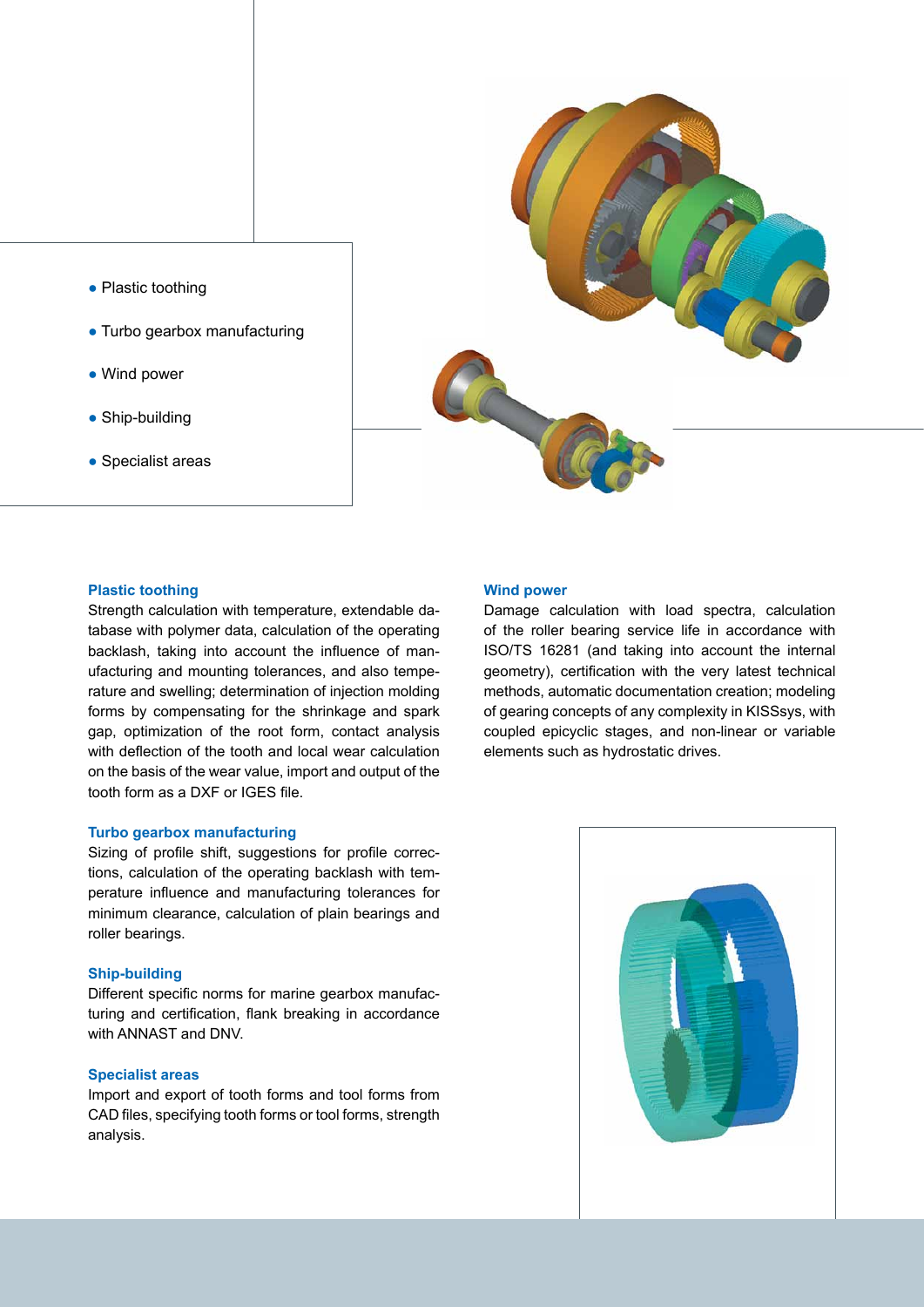- Plastic toothing
- Turbo gearbox manufacturing
- Wind power
- Ship-building
- Specialist areas

### Plastic toothing

Strength calculation with temperature, extendable database with polymer data, calculation of the operating backlash, taking into account the influence of manufacturing and mounting tolerances, and also temperature and swelling; determination of injection molding forms by compensating for the shrinkage and spark gap, optimization of the root form, contact analysis with deflection of the tooth and local wear calculation on the basis of the wear value, import and output of the tooth form as a DXF or IGES file.

### Turbo gearbox manufacturing

Sizing of profile shift, suggestions for profile corrections, calculation of the operating backlash with temperature influence and manufacturing tolerances for minimum clearance, calculation of plain bearings and roller bearings.

### Ship-building

Different specific norms for marine gearbox manufacturing and certification, flank breaking in accordance with ANNAST and DNV.

### Specialist areas

Import and export of tooth forms and tool forms from CAD files, specifying tooth forms or tool forms, strength analysis.

### Wind power

Damage calculation with load spectra, calculation of the roller bearing service life in accordance with ISO/TS 16281 (and taking into account the internal geometry), certification with the very latest technical methods, automatic documentation creation; modeling of gearing concepts of any complexity in KISSsys, with coupled epicyclic stages, and non-linear or variable elements such as hydrostatic drives.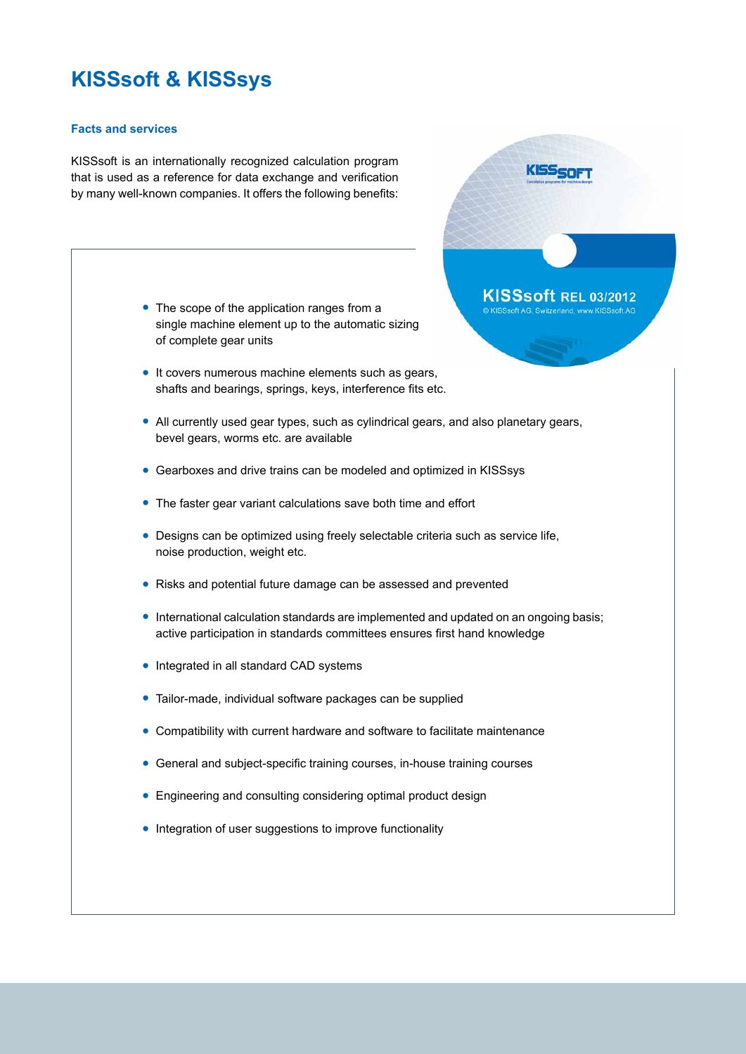# KISSsoft & KISSsys

### Facts and services

KISSsoft is an internationally recognized calculation program that is used as a reference for data exchange and verification by many well-known companies. It offers the following benefits:

- The scope of the application ranges from a single machine element up to the automatic sizing of complete gear units
- It covers numerous machine elements such as gears, shafts and bearings, springs, keys, interference fits etc.
- All currently used gear types, such as cylindrical gears, and also planetary gears, bevel gears, worms etc. are available
- Gearboxes and drive trains can be modeled and optimized in KISSsys
- The faster gear variant calculations save both time and effort
- Designs can be optimized using freely selectable criteria such as service life, noise production, weight etc.
- Risks and potential future damage can be assessed and prevented
- International calculation standards are implemented and updated on an ongoing basis; active participation in standards committees ensures first hand knowledge
- Integrated in all standard CAD systems
- Tailor-made, individual software packages can be supplied
- Compatibility with current hardware and software to facilitate maintenance
- General and subject-specific training courses, in-house training courses
- Engineering and consulting considering optimal product design
- Integration of user suggestions to improve functionality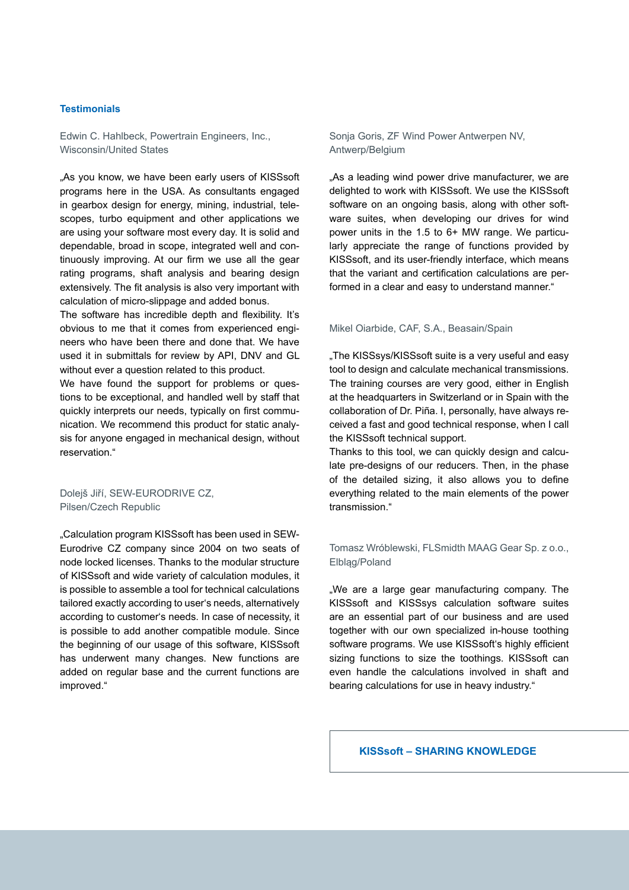## Testimonials

Edwin C. Hahlbeck, Powertrain Engineers, Inc., Wisconsin/United States

„As you know, we have been early users of KISSsoft programs here in the USA. As consultants engaged in gearbox design for energy, mining, industrial, telescopes, turbo equipment and other applications we are using your software most every day. It is solid and dependable, broad in scope, integrated well and continuously improving. At our firm we use all the gear rating programs, shaft analysis and bearing design extensively. The fit analysis is also very important with calculation of micro-slippage and added bonus.
The software has incredible depth and flexibility. It's obvious to me that it comes from experienced engineers who have been there and done that. We have used it in submittals for review by API, DNV and GL without ever a question related to this product.
We have found the support for problems or questions to be exceptional, and handled well by staff that quickly interprets our needs, typically on first communication. We recommend this product for static analysis for anyone engaged in mechanical design, without reservation.“

Dolejš Jiří, SEW-EURODRIVE CZ, Pilsen/Czech Republic

„Calculation program KISSsoft has been used in SEW-Eurodrive CZ company since 2004 on two seats of node locked licenses. Thanks to the modular structure of KISSsoft and wide variety of calculation modules, it is possible to assemble a tool for technical calculations tailored exactly according to user's needs, alternatively according to customer's needs. In case of necessity, it is possible to add another compatible module. Since the beginning of our usage of this software, KISSsoft has underwent many changes. New functions are added on regular base and the current functions are improved.“

Sonja Goris, ZF Wind Power Antwerpen NV, Antwerp/Belgium

„As a leading wind power drive manufacturer, we are delighted to work with KISSsoft. We use the KISSsoft software on an ongoing basis, along with other software suites, when developing our drives for wind power units in the 1.5 to 6+ MW range. We particularly appreciate the range of functions provided by KISSsoft, and its user-friendly interface, which means that the variant and certification calculations are performed in a clear and easy to understand manner.“

Mikel Oiarbide, CAF, S.A., Beasain/Spain

„The KISSsys/KISSsoft suite is a very useful and easy tool to design and calculate mechanical transmissions. The training courses are very good, either in English at the headquarters in Switzerland or in Spain with the collaboration of Dr. Piña. I, personally, have always received a fast and good technical response, when I call the KISSsoft technical support.
Thanks to this tool, we can quickly design and calculate pre-designs of our reducers. Then, in the phase of the detailed sizing, it also allows you to define everything related to the main elements of the power transmission.“

Tomasz Wróblewski, FLSmidth MAAG Gear Sp. z o.o., Elbląg/Poland

„We are a large gear manufacturing company. The KISSsoft and KISSsys calculation software suites are an essential part of our business and are used together with our own specialized in-house toothing software programs. We use KISSsoft's highly efficient sizing functions to size the toothings. KISSsoft can even handle the calculations involved in shaft and bearing calculations for use in heavy industry.“

**KISSsoft – SHARING KNOWLEDGE**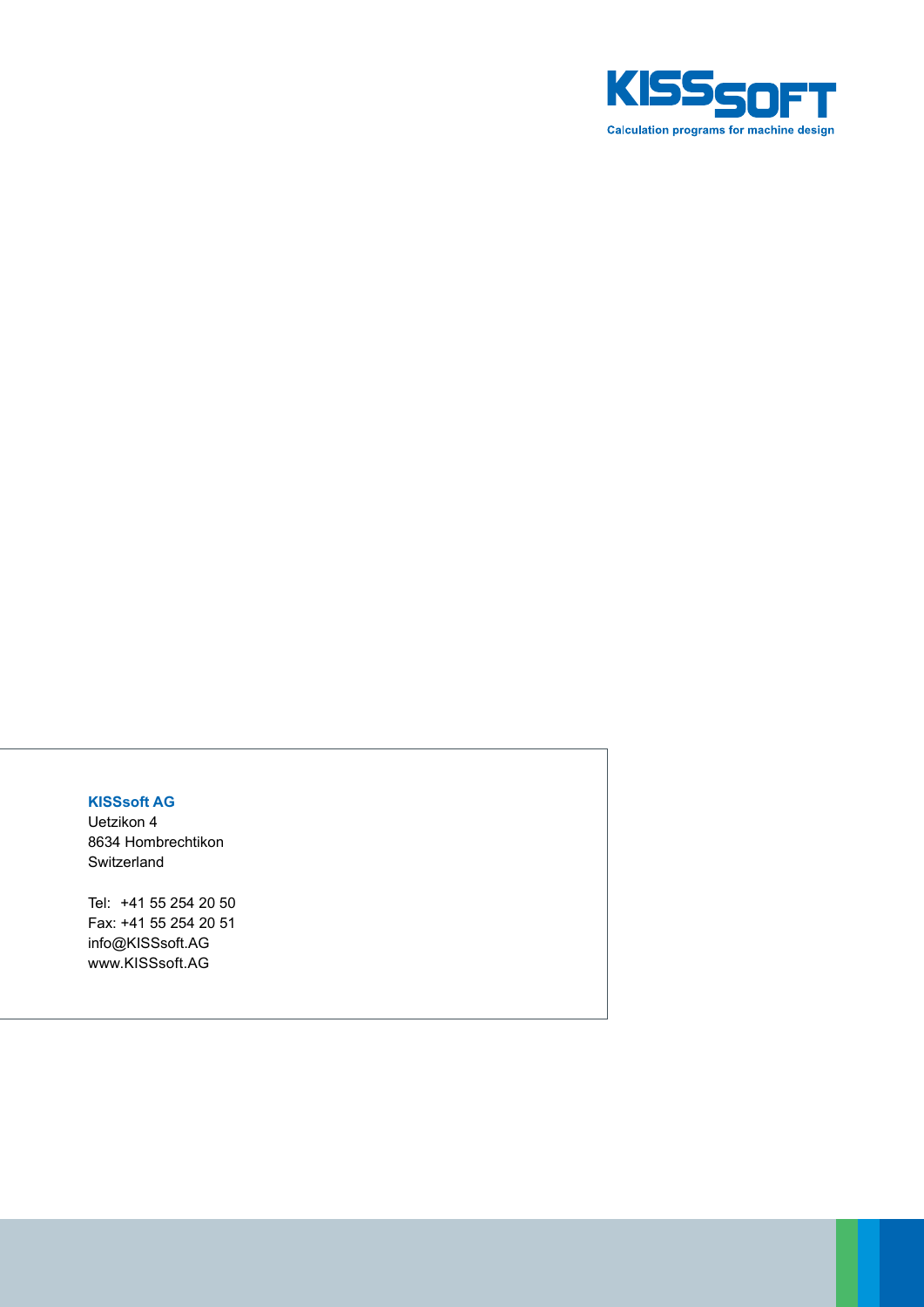KISSSOFT

Calculation programs for machine design

**KISSsoft AG**
Uetzikon 4
8634 Hombrechtikon
Switzerland

Tel: +41 55 254 20 50
Fax: +41 55 254 20 51
info@KISSsoft.AG
www.KISSsoft.AG